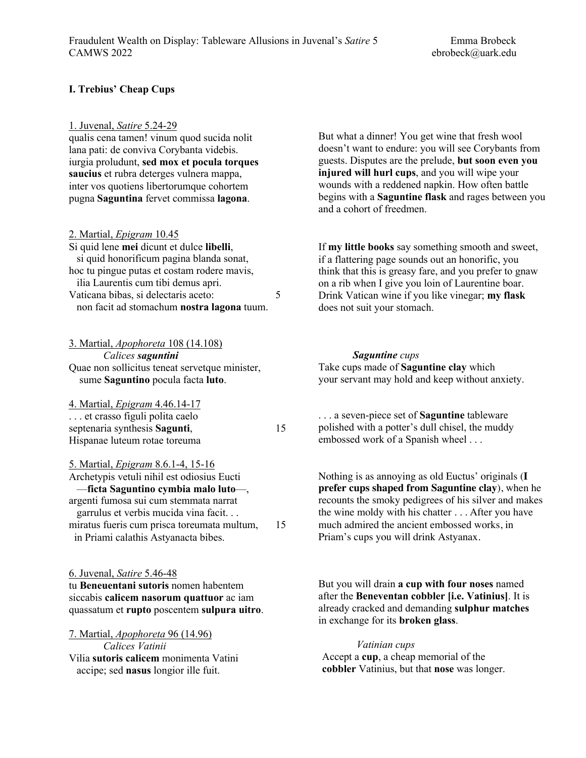Fraudulent Wealth on Display: Tableware Allusions in Juvenal's *Satire* 5
CAMWS 2022

Emma Brobeck
ebrobeck@uark.edu

### I. Trebius' Cheap Cups

1. Juvenal, *Satire* 5.24-29

qualis cena tamen! vinum quod sucida nolit
lana pati: de conviva Corybanta videbis.
iurgia proludunt, **sed mox et pocula torques saucius** et rubra deterges vulnera mappa,
inter vos quotiens libertorumque cohortem
pugna **Saguntina** fervet commissa **lagona**.

But what a dinner! You get wine that fresh wool doesn't want to endure: you will see Corybants from guests. Disputes are the prelude, **but soon even you injured will hurl cups**, and you will wipe your wounds with a reddened napkin. How often battle begins with a **Saguntine flask** and rages between you and a cohort of freedmen.

2. Martial, *Epigram* 10.45

Si quid lene **mei** dicunt et dulce **libelli**,
  si quid honorificum pagina blanda sonat,
hoc tu pingue putas et costam rodere mavis,
  ilia Laurentis cum tibi demus apri.
Vaticana bibas, si delectaris aceto: 5
  non facit ad stomachum **nostra lagona** tuum.

If **my little books** say something smooth and sweet, if a flattering page sounds out an honorific, you think that this is greasy fare, and you prefer to gnaw on a rib when I give you loin of Laurentine boar. Drink Vatican wine if you like vinegar; **my flask** does not suit your stomach.

3. Martial, *Apophoreta* 108 (14.108)

*Calices **saguntini***
Quae non sollicitus teneat servetque minister,
  sume **Saguntino** pocula facta **luto**.

***Saguntine** cups*
Take cups made of **Saguntine clay** which your servant may hold and keep without anxiety.

4. Martial, *Epigram* 4.46.14-17

. . . et crasso figuli polita caelo
septenaria synthesis **Sagunti**, 15
Hispanae luteum rotae toreuma

. . . a seven-piece set of **Saguntine** tableware polished with a potter's dull chisel, the muddy embossed work of a Spanish wheel . . .

5. Martial, *Epigram* 8.6.1-4, 15-16

Archetypis vetuli nihil est odiosius Eucti
  —**ficta Saguntino cymbia malo luto**—,
argenti fumosa sui cum stemmata narrat
  garrulus et verbis mucida vina facit. . .
miratus fueris cum prisca toreumata multum, 15
  in Priami calathis Astyanacta bibes.

Nothing is as annoying as old Euctus' originals (**I prefer cups shaped from Saguntine clay**), when he recounts the smoky pedigrees of his silver and makes the wine moldy with his chatter . . . After you have much admired the ancient embossed works, in Priam's cups you will drink Astyanax.

6. Juvenal, *Satire* 5.46-48

tu **Beneuentani sutoris** nomen habentem
siccabis **calicem nasorum quattuor** ac iam
quassatum et **rupto** poscentem **sulpura uitro**.

But you will drain **a cup with four noses** named after the **Beneventan cobbler [i.e. Vatinius]**. It is already cracked and demanding **sulphur matches** in exchange for its **broken glass**.

7. Martial, *Apophoreta* 96 (14.96)

*Calices Vatinii*
Vilia **sutoris calicem** monimenta Vatini
  accipe; sed **nasus** longior ille fuit.

*Vatinian cups*
Accept a **cup**, a cheap memorial of the **cobbler** Vatinius, but that **nose** was longer.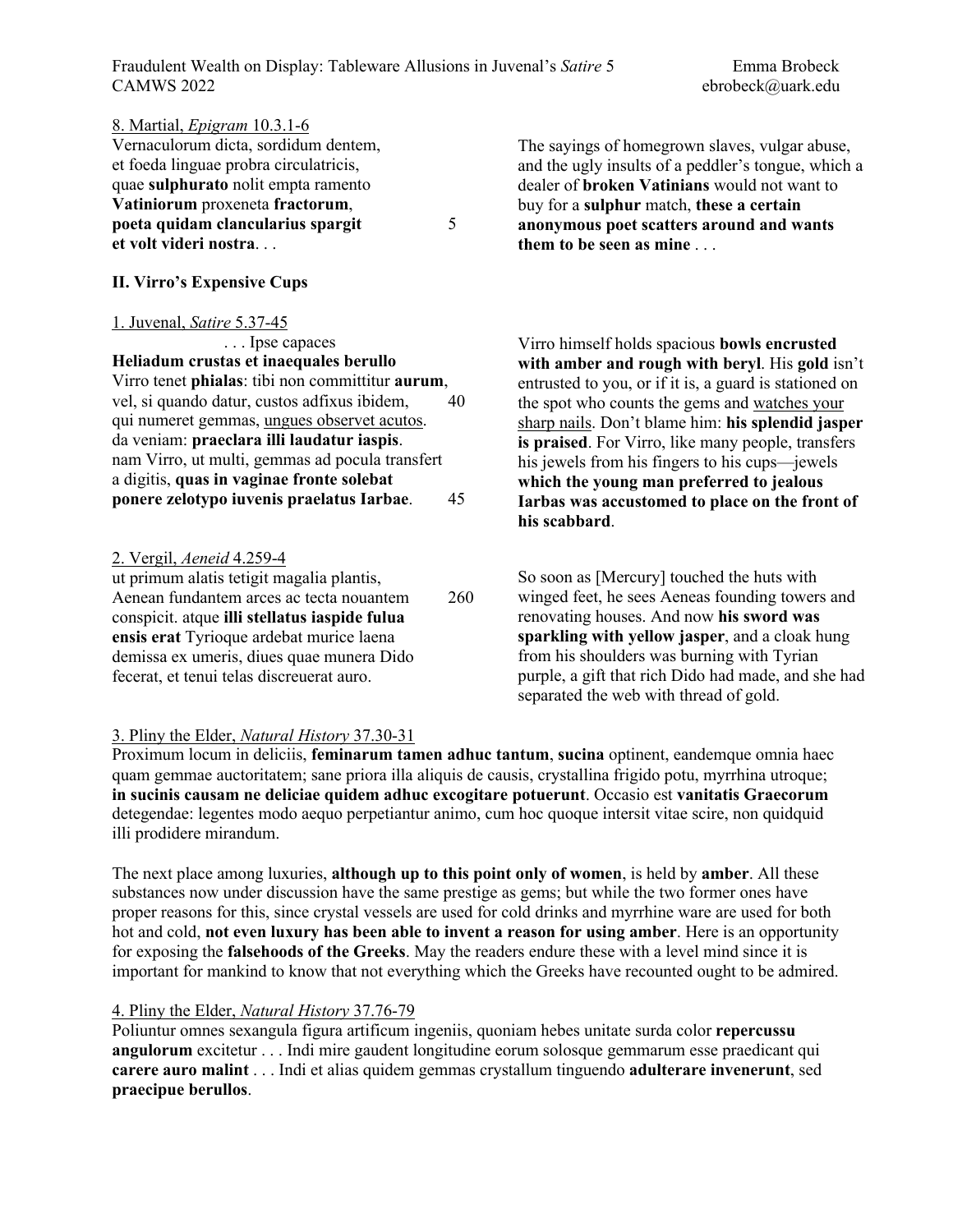8. Martial, *Epigram* 10.3.1-6

Vernaculorum dicta, sordidum dentem,
et foeda linguae probra circulatricis,
quae **sulphurato** nolit empta ramento
**Vatiniorum** proxeneta **fractorum**,
**poeta quidam clancularius spargit** 5
**et volt videri nostra**. . .

The sayings of homegrown slaves, vulgar abuse, and the ugly insults of a peddler's tongue, which a dealer of **broken Vatinians** would not want to buy for a **sulphur** match, **these a certain anonymous poet scatters around and wants them to be seen as mine** . . .

## II. Virro's Expensive Cups

1. Juvenal, *Satire* 5.37-45

. . . Ipse capaces
**Heliadum crustas et inaequales berullo**
Virro tenet **phialas**: tibi non committitur **aurum**,
vel, si quando datur, custos adfixus ibidem, 40
qui numeret gemmas, <u>ungues observet acutos</u>.
da veniam: **praeclara illi laudatur iaspis**.
nam Virro, ut multi, gemmas ad pocula transfert
a digitis, **quas in vaginae fronte solebat**
**ponere zelotypo iuvenis praelatus Iarbae**. 45

Virro himself holds spacious **bowls encrusted with amber and rough with beryl**. His **gold** isn't entrusted to you, or if it is, a guard is stationed on the spot who counts the gems and <u>watches your sharp nails</u>. Don't blame him: **his splendid jasper is praised**. For Virro, like many people, transfers his jewels from his fingers to his cups—jewels **which the young man preferred to jealous Iarbas was accustomed to place on the front of his scabbard**.

2. Vergil, *Aeneid* 4.259-4

ut primum alatis tetigit magalia plantis,
Aenean fundantem arces ac tecta nouantem 260
conspicit. atque **illi stellatus iaspide fulua**
**ensis erat** Tyrioque ardebat murice laena
demissa ex umeris, diues quae munera Dido
fecerat, et tenui telas discreuerat auro.

So soon as [Mercury] touched the huts with winged feet, he sees Aeneas founding towers and renovating houses. And now **his sword was sparkling with yellow jasper**, and a cloak hung from his shoulders was burning with Tyrian purple, a gift that rich Dido had made, and she had separated the web with thread of gold.

3. Pliny the Elder, *Natural History* 37.30-31

Proximum locum in deliciis, **feminarum tamen adhuc tantum**, **sucina** optinent, eandemque omnia haec quam gemmae auctoritatem; sane priora illa aliquis de causis, crystallina frigido potu, myrrhina utroque; **in sucinis causam ne deliciae quidem adhuc excogitare potuerunt**. Occasio est **vanitatis Graecorum** detegendae: legentes modo aequo perpetiantur animo, cum hoc quoque intersit vitae scire, non quidquid illi prodidere mirandum.

The next place among luxuries, **although up to this point only of women**, is held by **amber**. All these substances now under discussion have the same prestige as gems; but while the two former ones have proper reasons for this, since crystal vessels are used for cold drinks and myrrhine ware are used for both hot and cold, **not even luxury has been able to invent a reason for using amber**. Here is an opportunity for exposing the **falsehoods of the Greeks**. May the readers endure these with a level mind since it is important for mankind to know that not everything which the Greeks have recounted ought to be admired.

4. Pliny the Elder, *Natural History* 37.76-79

Poliuntur omnes sexangula figura artificum ingeniis, quoniam hebes unitate surda color **repercussu angulorum** excitetur . . . Indi mire gaudent longitudine eorum solosque gemmarum esse praedicant qui **carere auro malint** . . . Indi et alias quidem gemmas crystallum tinguendo **adulterare invenerunt**, sed **praecipue berullos**.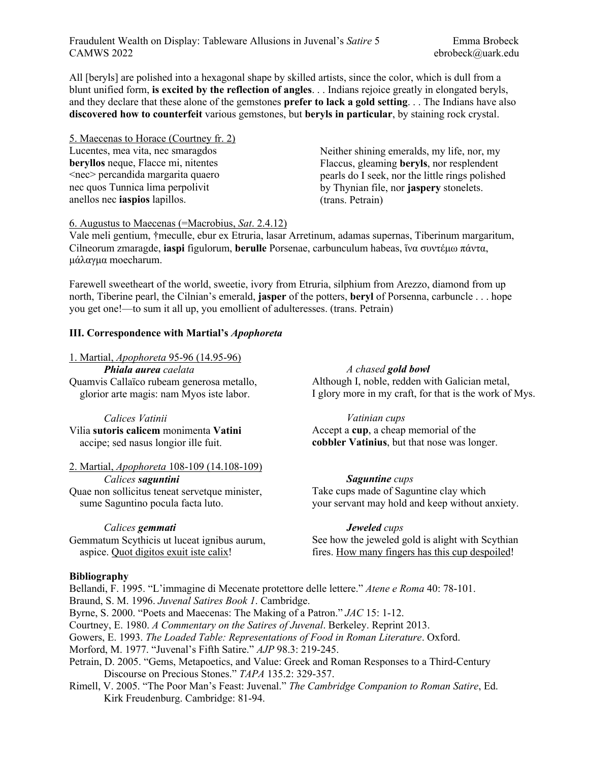All [beryls] are polished into a hexagonal shape by skilled artists, since the color, which is dull from a blunt unified form, **is excited by the reflection of angles**. . . Indians rejoice greatly in elongated beryls, and they declare that these alone of the gemstones **prefer to lack a gold setting**. . . The Indians have also **discovered how to counterfeit** various gemstones, but **beryls in particular**, by staining rock crystal.

5. Maecenas to Horace (Courtney fr. 2)

Lucentes, mea vita, nec smaragdos
**beryllos** neque, Flacce mi, nitentes
<nec> percandida margarita quaero
nec quos Tunnica lima perpolivit
anellos nec **iaspios** lapillos.

Neither shining emeralds, my life, nor, my Flaccus, gleaming **beryls**, nor resplendent pearls do I seek, nor the little rings polished by Thynian file, nor **jaspery** stonelets. (trans. Petrain)

6. Augustus to Maecenas (=Macrobius, *Sat*. 2.4.12)

Vale meli gentium, †meculle, ebur ex Etruria, lasar Arretinum, adamas supernas, Tiberinum margaritum, Cilneorum zmaragde, **iaspi** figulorum, **berulle** Porsenae, carbunculum habeas, ἵνα συντέμω πάντα, μάλαγμα moecharum.

Farewell sweetheart of the world, sweetie, ivory from Etruria, silphium from Arezzo, diamond from up north, Tiberine pearl, the Cilnian's emerald, **jasper** of the potters, **beryl** of Porsenna, carbuncle . . . hope you get one!—to sum it all up, you emollient of adulteresses. (trans. Petrain)

## III. Correspondence with Martial's *Apophoreta*

1. Martial, *Apophoreta* 95-96 (14.95-96)

***Phiala aurea** caelata*
Quamvis Callaïco rubeam generosa metallo,
glorior arte magis: nam Myos iste labor.

*A chased **gold bowl***
Although I, noble, redden with Galician metal,
I glory more in my craft, for that is the work of Mys.

*Calices Vatinii*
Vilia **sutoris calicem** monimenta **Vatini**
accipe; sed nasus longior ille fuit.

*Vatinian cups*
Accept a **cup**, a cheap memorial of the **cobbler Vatinius**, but that nose was longer.

2. Martial, *Apophoreta* 108-109 (14.108-109)

*Calices **saguntini***
Quae non sollicitus teneat servetque minister,
sume Saguntino pocula facta luto.

***Saguntine** cups*
Take cups made of Saguntine clay which your servant may hold and keep without anxiety.

*Calices **gemmati***
Gemmatum Scythicis ut luceat ignibus aurum,
aspice. <u>Quot digitos exuit iste calix</u>!

***Jeweled** cups*
See how the jeweled gold is alight with Scythian fires. <u>How many fingers has this cup despoiled</u>!

**Bibliography**

Bellandi, F. 1995. "L'immagine di Mecenate protettore delle lettere." *Atene e Roma* 40: 78-101.

Braund, S. M. 1996. *Juvenal Satires Book 1*. Cambridge.

Byrne, S. 2000. "Poets and Maecenas: The Making of a Patron." *JAC* 15: 1-12.

Courtney, E. 1980. *A Commentary on the Satires of Juvenal*. Berkeley. Reprint 2013.

Gowers, E. 1993. *The Loaded Table: Representations of Food in Roman Literature*. Oxford.

Morford, M. 1977. "Juvenal's Fifth Satire." *AJP* 98.3: 219-245.

Petrain, D. 2005. "Gems, Metapoetics, and Value: Greek and Roman Responses to a Third-Century Discourse on Precious Stones." *TAPA* 135.2: 329-357.

Rimell, V. 2005. "The Poor Man's Feast: Juvenal." *The Cambridge Companion to Roman Satire*, Ed. Kirk Freudenburg. Cambridge: 81-94.